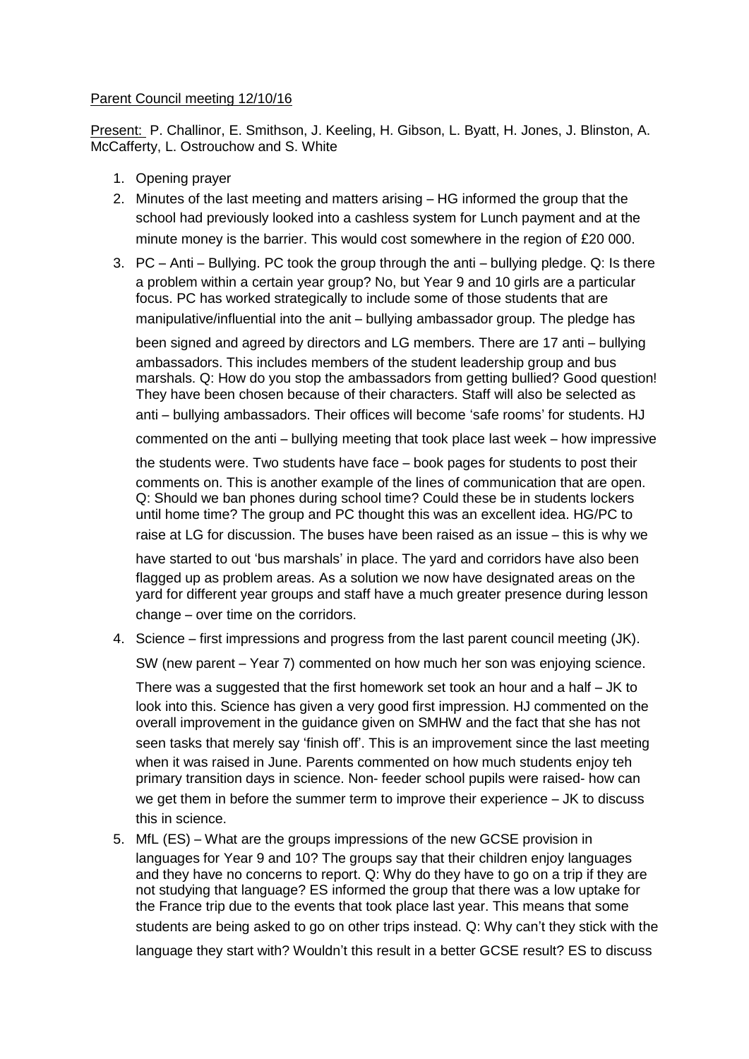Parent Council meeting 12/10/16

Present: P. Challinor, E. Smithson, J. Keeling, H. Gibson, L. Byatt, H. Jones, J. Blinston, A. McCafferty, L. Ostrouchow and S. White

1. Opening prayer
2. Minutes of the last meeting and matters arising – HG informed the group that the school had previously looked into a cashless system for Lunch payment and at the minute money is the barrier. This would cost somewhere in the region of £20 000.
3. PC – Anti – Bullying. PC took the group through the anti – bullying pledge. Q: Is there a problem within a certain year group? No, but Year 9 and 10 girls are a particular focus. PC has worked strategically to include some of those students that are manipulative/influential into the anit – bullying ambassador group. The pledge has been signed and agreed by directors and LG members. There are 17 anti – bullying ambassadors. This includes members of the student leadership group and bus marshals. Q: How do you stop the ambassadors from getting bullied? Good question! They have been chosen because of their characters. Staff will also be selected as anti – bullying ambassadors. Their offices will become 'safe rooms' for students. HJ commented on the anti – bullying meeting that took place last week – how impressive the students were. Two students have face – book pages for students to post their comments on. This is another example of the lines of communication that are open. Q: Should we ban phones during school time? Could these be in students lockers until home time? The group and PC thought this was an excellent idea. HG/PC to raise at LG for discussion. The buses have been raised as an issue – this is why we have started to out 'bus marshals' in place. The yard and corridors have also been flagged up as problem areas. As a solution we now have designated areas on the yard for different year groups and staff have a much greater presence during lesson change – over time on the corridors.
4. Science – first impressions and progress from the last parent council meeting (JK). SW (new parent – Year 7) commented on how much her son was enjoying science. There was a suggested that the first homework set took an hour and a half – JK to look into this. Science has given a very good first impression. HJ commented on the overall improvement in the guidance given on SMHW and the fact that she has not seen tasks that merely say 'finish off'. This is an improvement since the last meeting when it was raised in June. Parents commented on how much students enjoy teh primary transition days in science. Non- feeder school pupils were raised- how can we get them in before the summer term to improve their experience – JK to discuss this in science.
5. MfL (ES) – What are the groups impressions of the new GCSE provision in languages for Year 9 and 10? The groups say that their children enjoy languages and they have no concerns to report. Q: Why do they have to go on a trip if they are not studying that language? ES informed the group that there was a low uptake for the France trip due to the events that took place last year. This means that some students are being asked to go on other trips instead. Q: Why can't they stick with the language they start with? Wouldn't this result in a better GCSE result? ES to discuss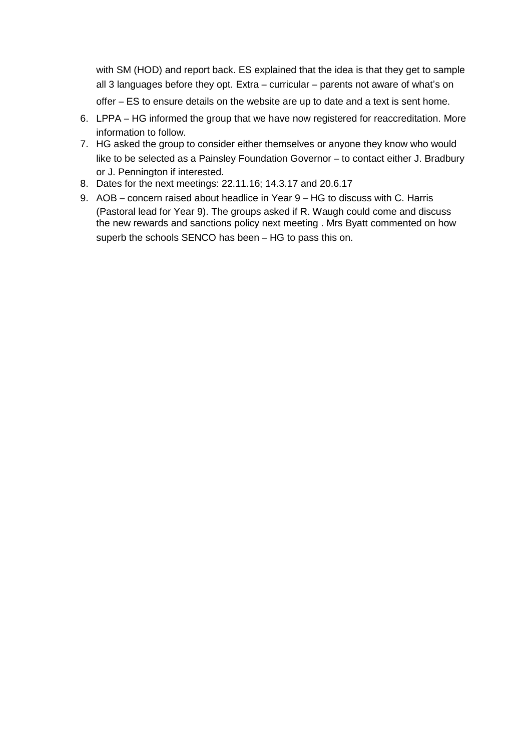with SM (HOD) and report back. ES explained that the idea is that they get to sample all 3 languages before they opt. Extra – curricular – parents not aware of what's on offer – ES to ensure details on the website are up to date and a text is sent home.

6. LPPA – HG informed the group that we have now registered for reaccreditation. More information to follow.
7. HG asked the group to consider either themselves or anyone they know who would like to be selected as a Painsley Foundation Governor – to contact either J. Bradbury or J. Pennington if interested.
8. Dates for the next meetings: 22.11.16; 14.3.17 and 20.6.17
9. AOB – concern raised about headlice in Year 9 – HG to discuss with C. Harris (Pastoral lead for Year 9). The groups asked if R. Waugh could come and discuss the new rewards and sanctions policy next meeting . Mrs Byatt commented on how superb the schools SENCO has been – HG to pass this on.